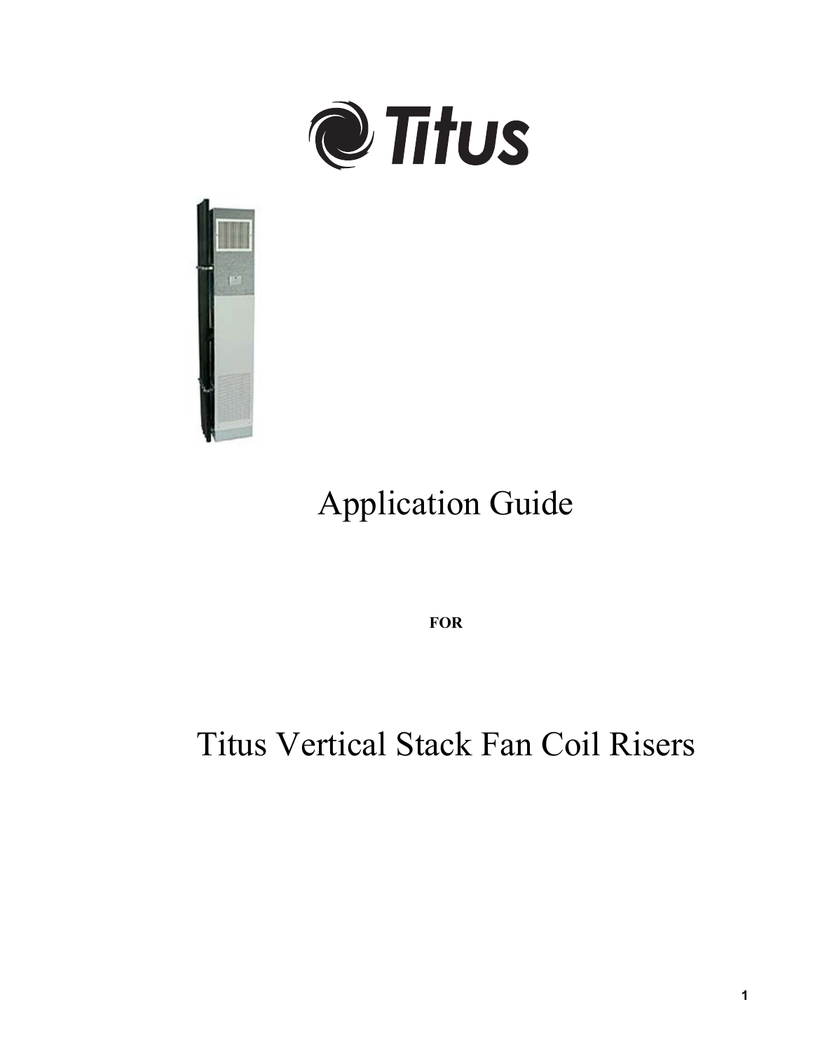Titus

# Application Guide

**FOR**

# Titus Vertical Stack Fan Coil Risers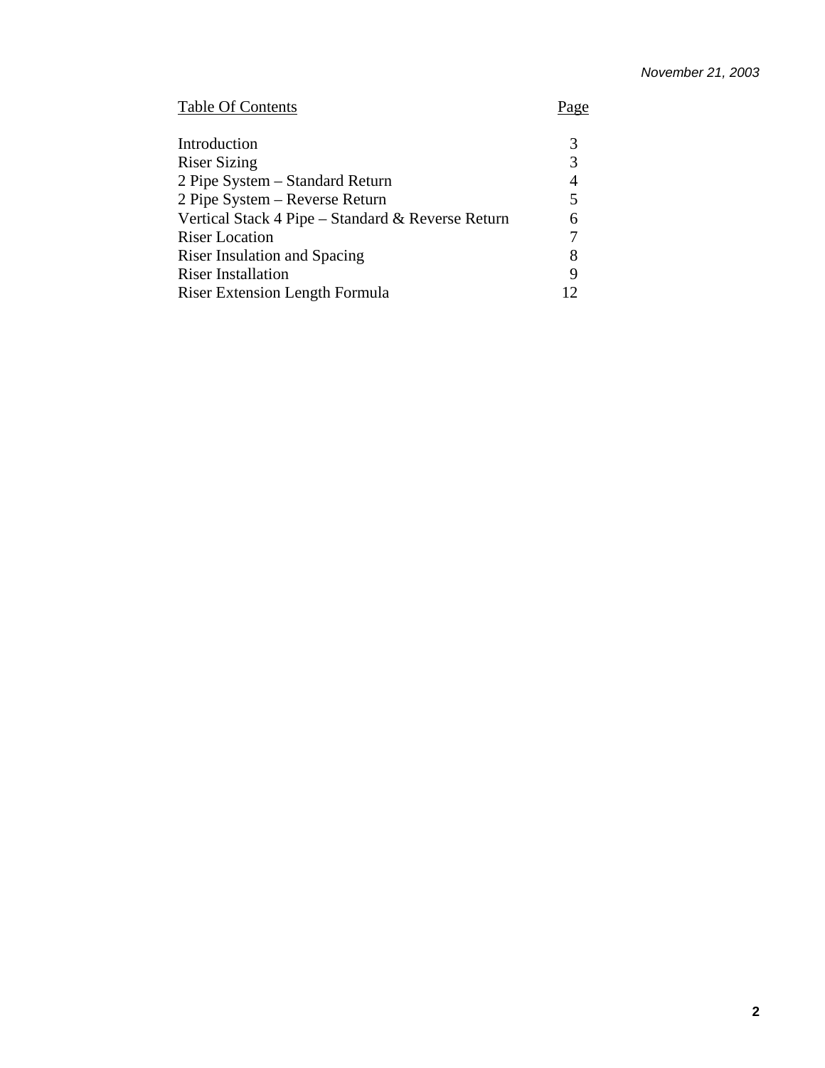| Table Of Contents | Page |
|---|---|
| Introduction | 3 |
| Riser Sizing | 3 |
| 2 Pipe System – Standard Return | 4 |
| 2 Pipe System – Reverse Return | 5 |
| Vertical Stack 4 Pipe – Standard & Reverse Return | 6 |
| Riser Location | 7 |
| Riser Insulation and Spacing | 8 |
| Riser Installation | 9 |
| Riser Extension Length Formula | 12 |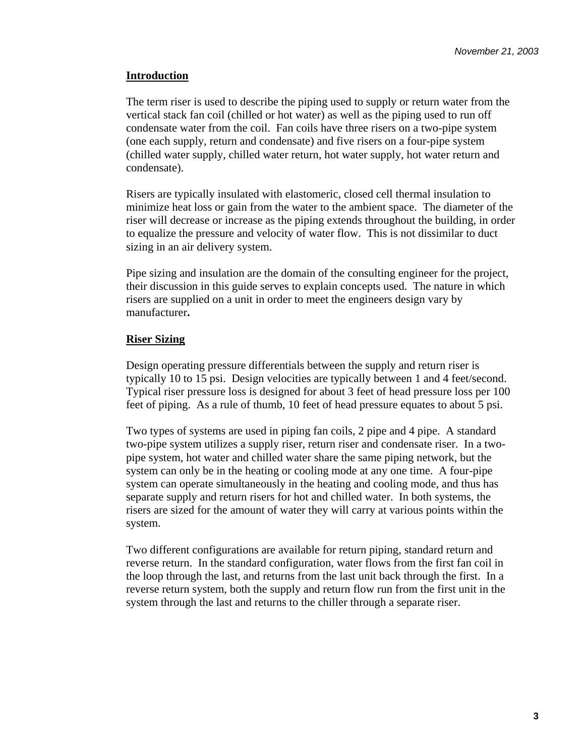## Introduction

The term riser is used to describe the piping used to supply or return water from the vertical stack fan coil (chilled or hot water) as well as the piping used to run off condensate water from the coil. Fan coils have three risers on a two-pipe system (one each supply, return and condensate) and five risers on a four-pipe system (chilled water supply, chilled water return, hot water supply, hot water return and condensate).

Risers are typically insulated with elastomeric, closed cell thermal insulation to minimize heat loss or gain from the water to the ambient space. The diameter of the riser will decrease or increase as the piping extends throughout the building, in order to equalize the pressure and velocity of water flow. This is not dissimilar to duct sizing in an air delivery system.

Pipe sizing and insulation are the domain of the consulting engineer for the project, their discussion in this guide serves to explain concepts used. The nature in which risers are supplied on a unit in order to meet the engineers design vary by manufacturer.

## Riser Sizing

Design operating pressure differentials between the supply and return riser is typically 10 to 15 psi. Design velocities are typically between 1 and 4 feet/second. Typical riser pressure loss is designed for about 3 feet of head pressure loss per 100 feet of piping. As a rule of thumb, 10 feet of head pressure equates to about 5 psi.

Two types of systems are used in piping fan coils, 2 pipe and 4 pipe. A standard two-pipe system utilizes a supply riser, return riser and condensate riser. In a two-pipe system, hot water and chilled water share the same piping network, but the system can only be in the heating or cooling mode at any one time. A four-pipe system can operate simultaneously in the heating and cooling mode, and thus has separate supply and return risers for hot and chilled water. In both systems, the risers are sized for the amount of water they will carry at various points within the system.

Two different configurations are available for return piping, standard return and reverse return. In the standard configuration, water flows from the first fan coil in the loop through the last, and returns from the last unit back through the first. In a reverse return system, both the supply and return flow run from the first unit in the system through the last and returns to the chiller through a separate riser.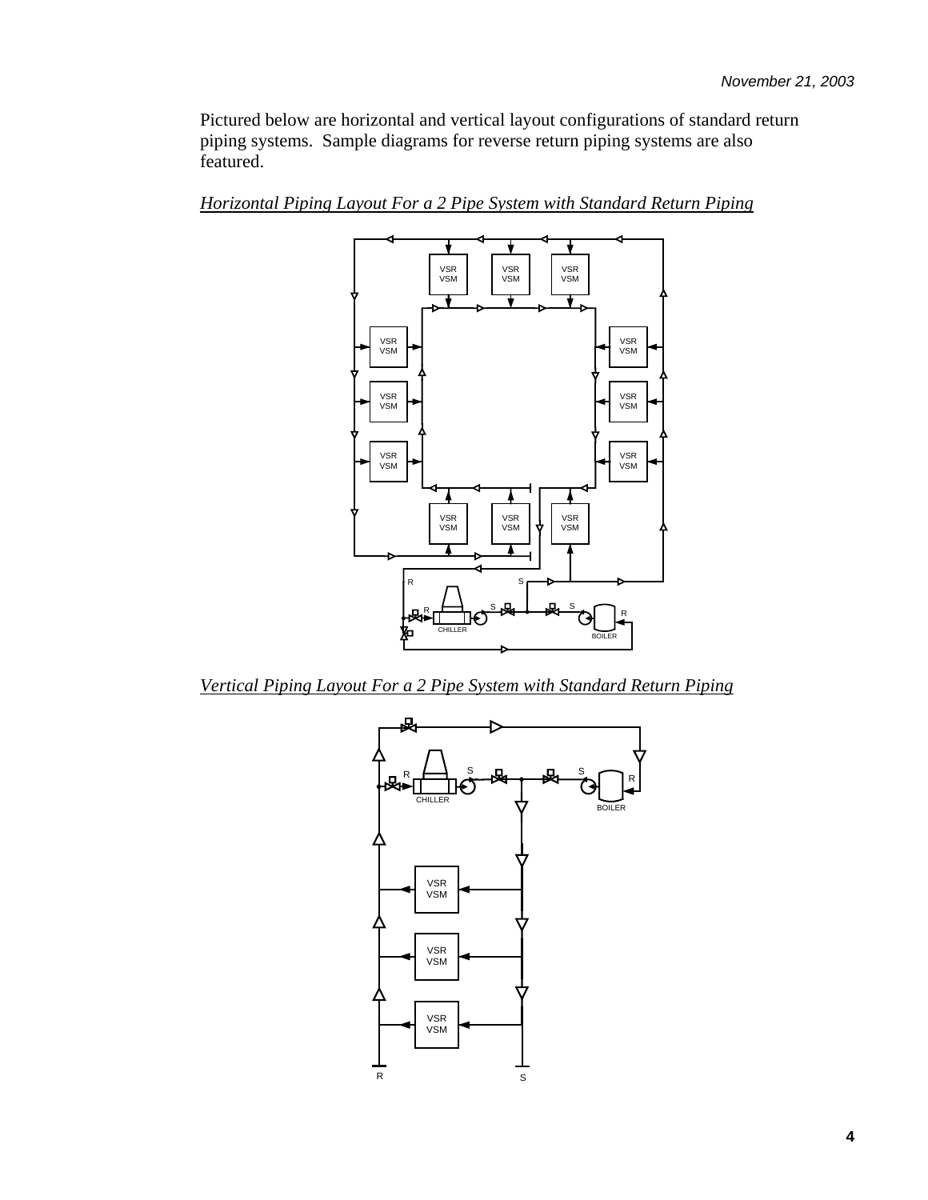Pictured below are horizontal and vertical layout configurations of standard return piping systems. Sample diagrams for reverse return piping systems are also featured.

*Horizontal Piping Layout For a 2 Pipe System with Standard Return Piping*

*Vertical Piping Layout For a 2 Pipe System with Standard Return Piping*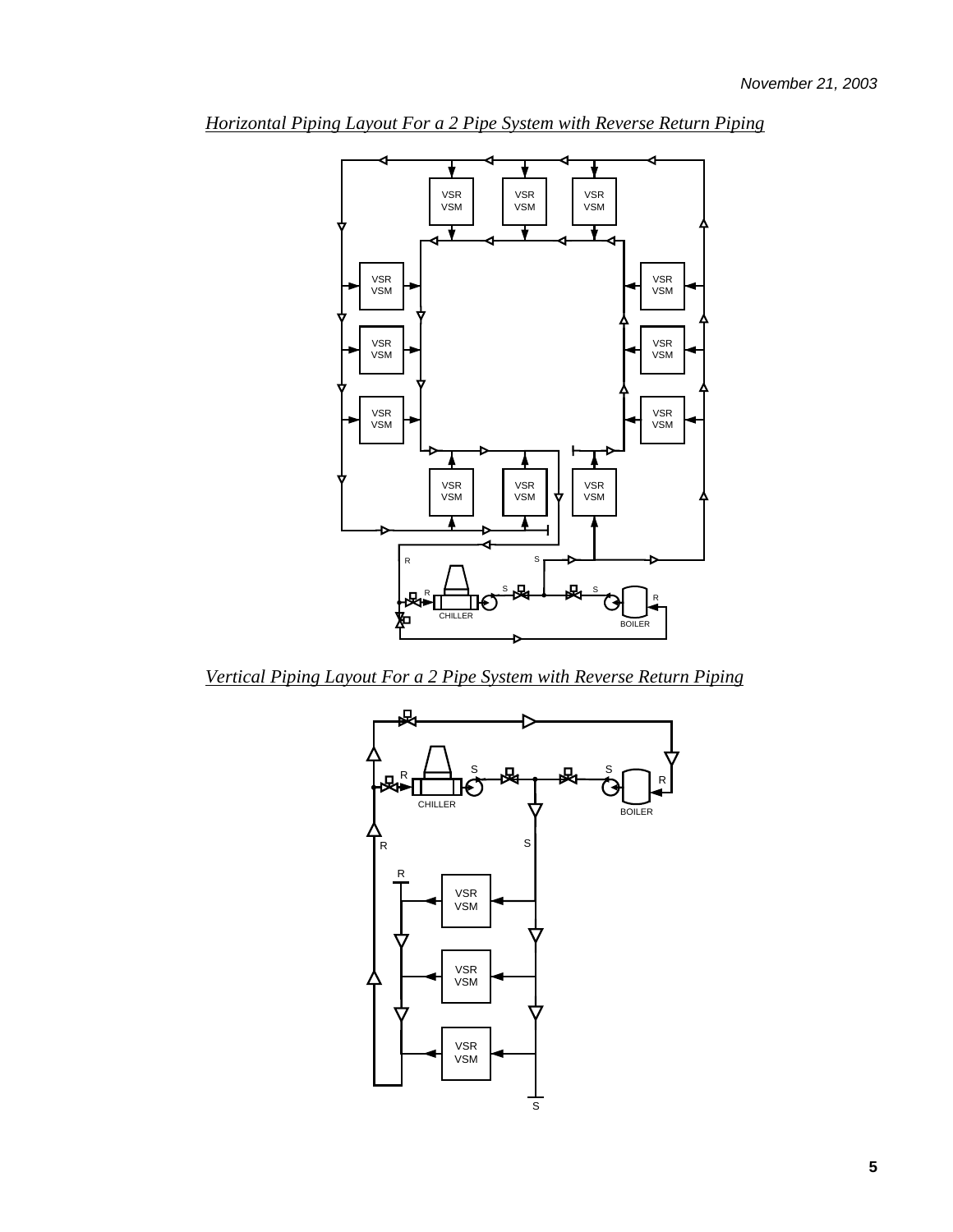*Horizontal Piping Layout For a 2 Pipe System with Reverse Return Piping*

*Vertical Piping Layout For a 2 Pipe System with Reverse Return Piping*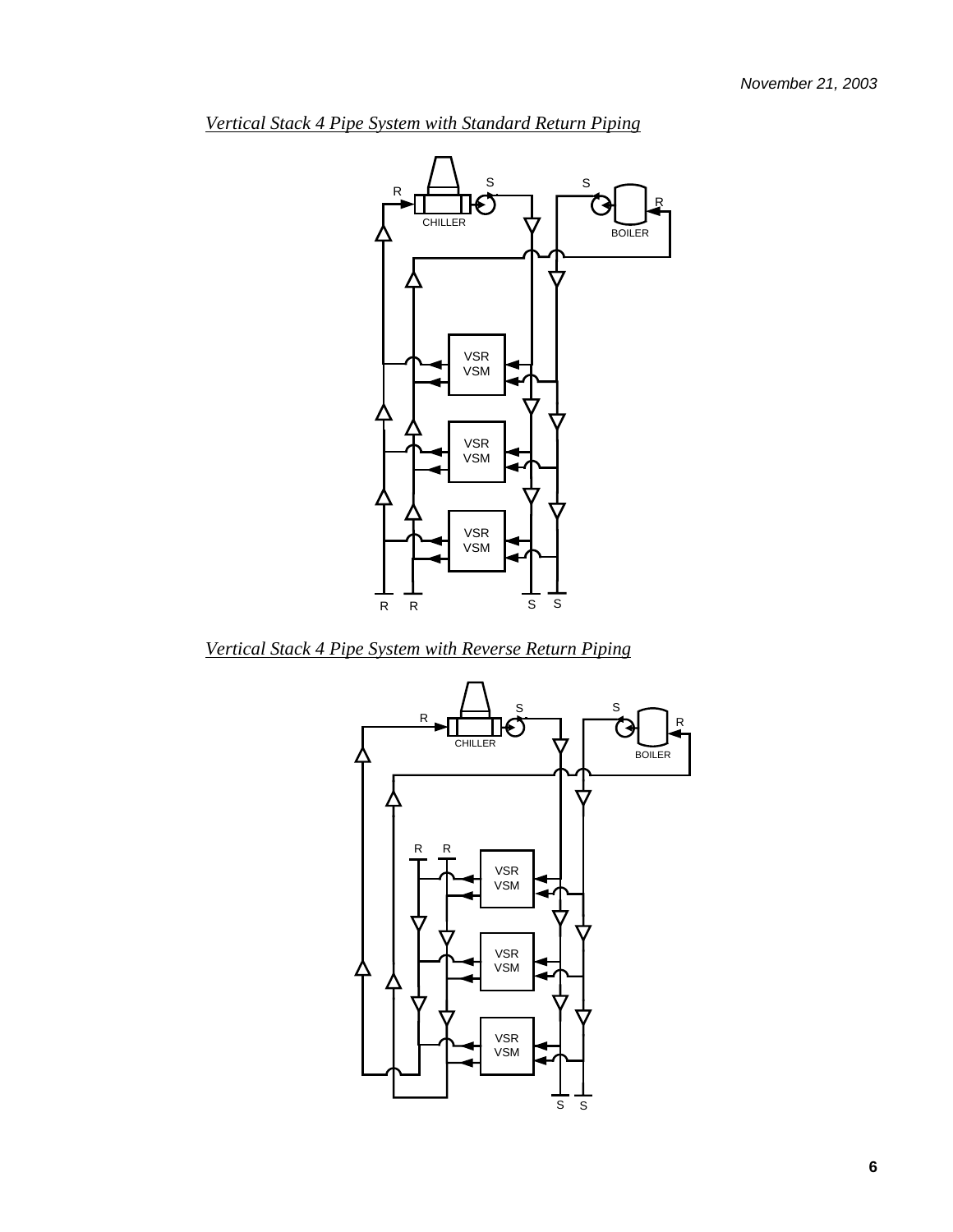*Vertical Stack 4 Pipe System with Standard Return Piping*

*Vertical Stack 4 Pipe System with Reverse Return Piping*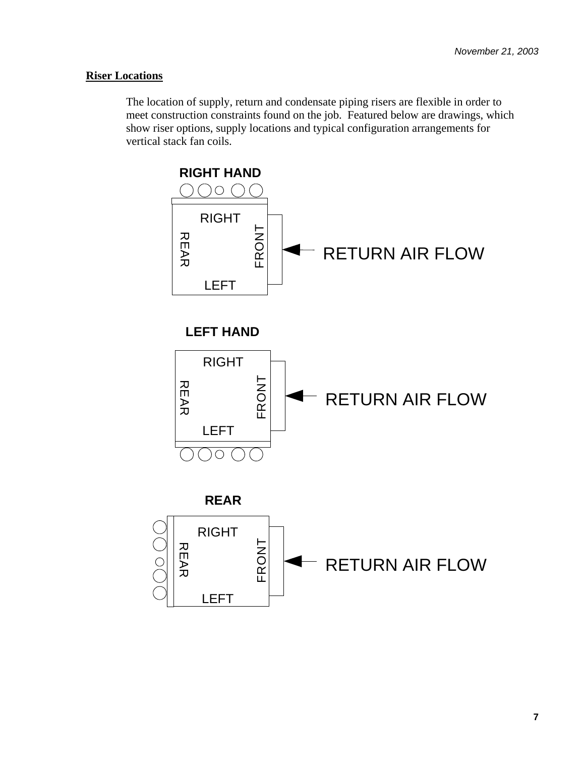November 21, 2003

**Riser Locations**

The location of supply, return and condensate piping risers are flexible in order to meet construction constraints found on the job. Featured below are drawings, which show riser options, supply locations and typical configuration arrangements for vertical stack fan coils.

**RIGHT HAND**

RIGHT

REAR

FRONT

LEFT

RETURN AIR FLOW

**LEFT HAND**

RIGHT

REAR

FRONT

LEFT

RETURN AIR FLOW

**REAR**

RIGHT

REAR

FRONT

LEFT

RETURN AIR FLOW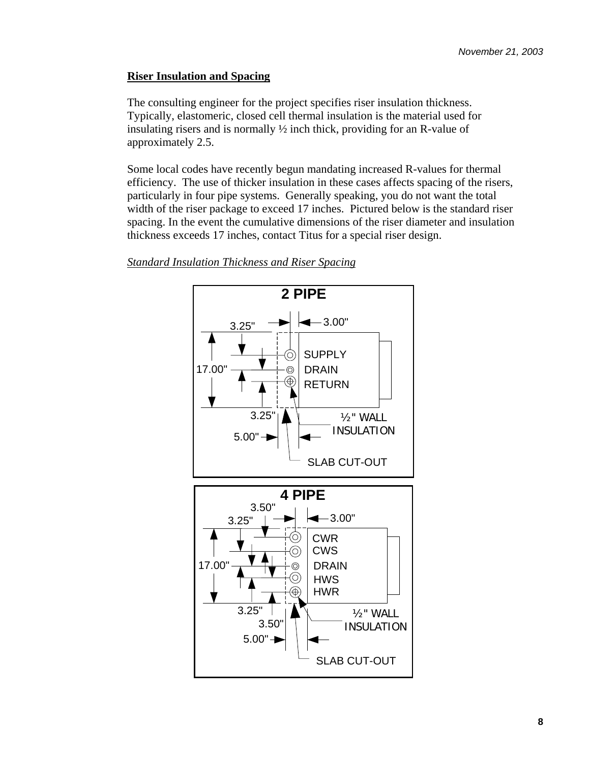**Riser Insulation and Spacing**

The consulting engineer for the project specifies riser insulation thickness. Typically, elastomeric, closed cell thermal insulation is the material used for insulating risers and is normally ½ inch thick, providing for an R-value of approximately 2.5.

Some local codes have recently begun mandating increased R-values for thermal efficiency. The use of thicker insulation in these cases affects spacing of the risers, particularly in four pipe systems. Generally speaking, you do not want the total width of the riser package to exceed 17 inches. Pictured below is the standard riser spacing. In the event the cumulative dimensions of the riser diameter and insulation thickness exceeds 17 inches, contact Titus for a special riser design.

*Standard Insulation Thickness and Riser Spacing*

**2 PIPE**

3.25" 3.00"

17.00"

SUPPLY

DRAIN

RETURN

3.25"

½" WALL INSULATION

5.00"

SLAB CUT-OUT

**4 PIPE**

3.50"

3.25" 3.00"

CWR

CWS

17.00"

DRAIN

HWS

HWR

3.25"

½" WALL INSULATION

3.50"

5.00"

SLAB CUT-OUT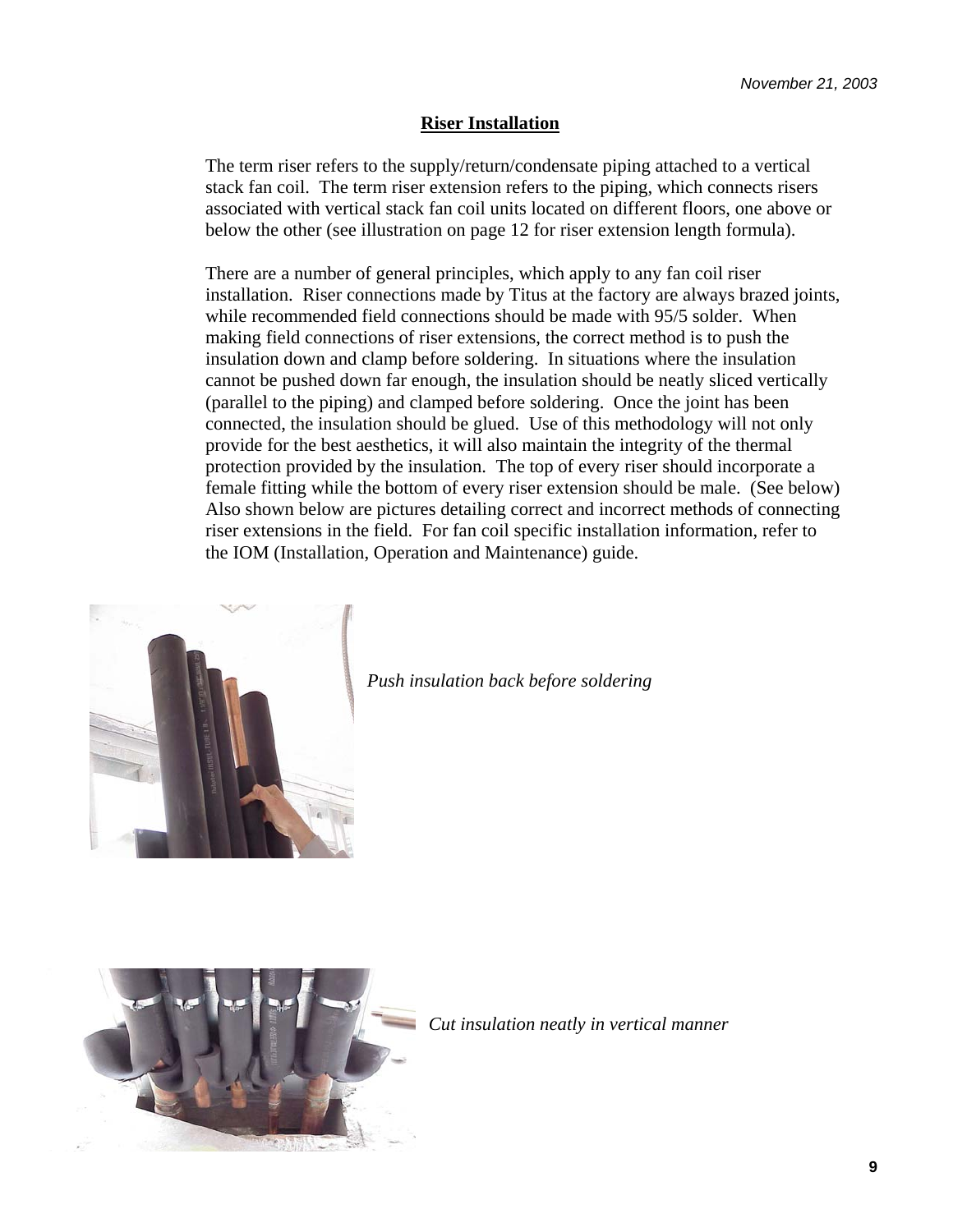## Riser Installation

The term riser refers to the supply/return/condensate piping attached to a vertical stack fan coil. The term riser extension refers to the piping, which connects risers associated with vertical stack fan coil units located on different floors, one above or below the other (see illustration on page 12 for riser extension length formula).

There are a number of general principles, which apply to any fan coil riser installation. Riser connections made by Titus at the factory are always brazed joints, while recommended field connections should be made with 95/5 solder. When making field connections of riser extensions, the correct method is to push the insulation down and clamp before soldering. In situations where the insulation cannot be pushed down far enough, the insulation should be neatly sliced vertically (parallel to the piping) and clamped before soldering. Once the joint has been connected, the insulation should be glued. Use of this methodology will not only provide for the best aesthetics, it will also maintain the integrity of the thermal protection provided by the insulation. The top of every riser should incorporate a female fitting while the bottom of every riser extension should be male. (See below) Also shown below are pictures detailing correct and incorrect methods of connecting riser extensions in the field. For fan coil specific installation information, refer to the IOM (Installation, Operation and Maintenance) guide.

*Push insulation back before soldering*

*Cut insulation neatly in vertical manner*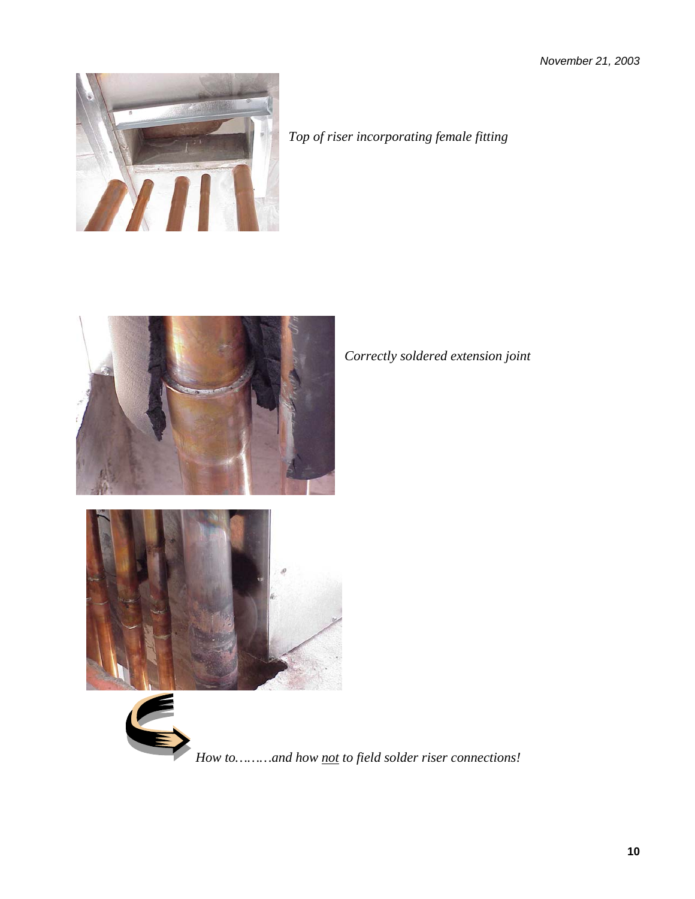*Top of riser incorporating female fitting*

*Correctly soldered extension joint*

*How to………and how <u>not</u> to field solder riser connections!*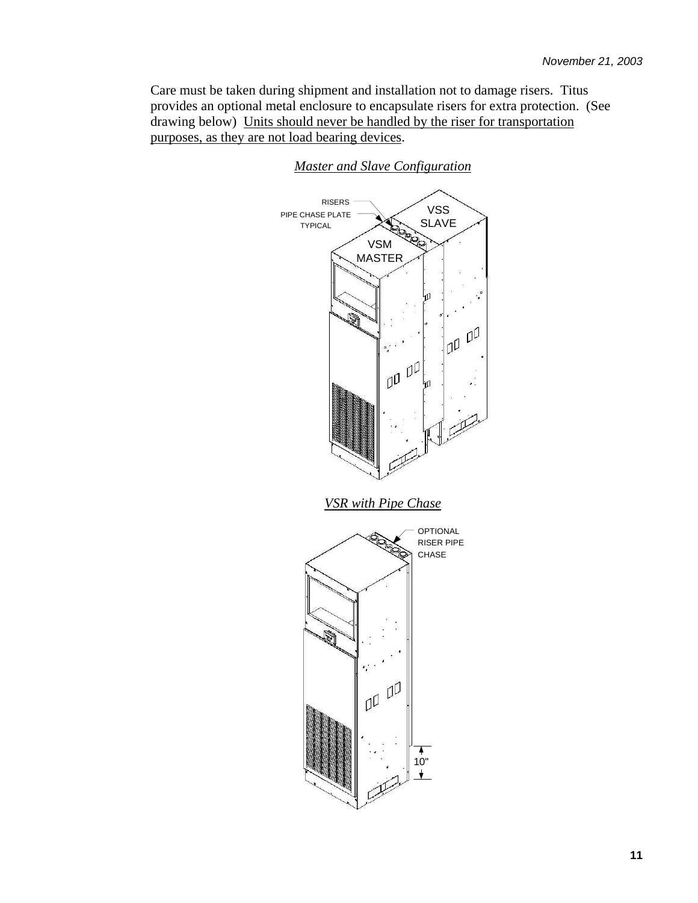Care must be taken during shipment and installation not to damage risers. Titus provides an optional metal enclosure to encapsulate risers for extra protection. (See drawing below) Units should never be handled by the riser for transportation purposes, as they are not load bearing devices.

*Master and Slave Configuration*

RISERS
PIPE CHASE PLATE TYPICAL
VSS SLAVE
VSM MASTER

*VSR with Pipe Chase*

OPTIONAL RISER PIPE CHASE

10"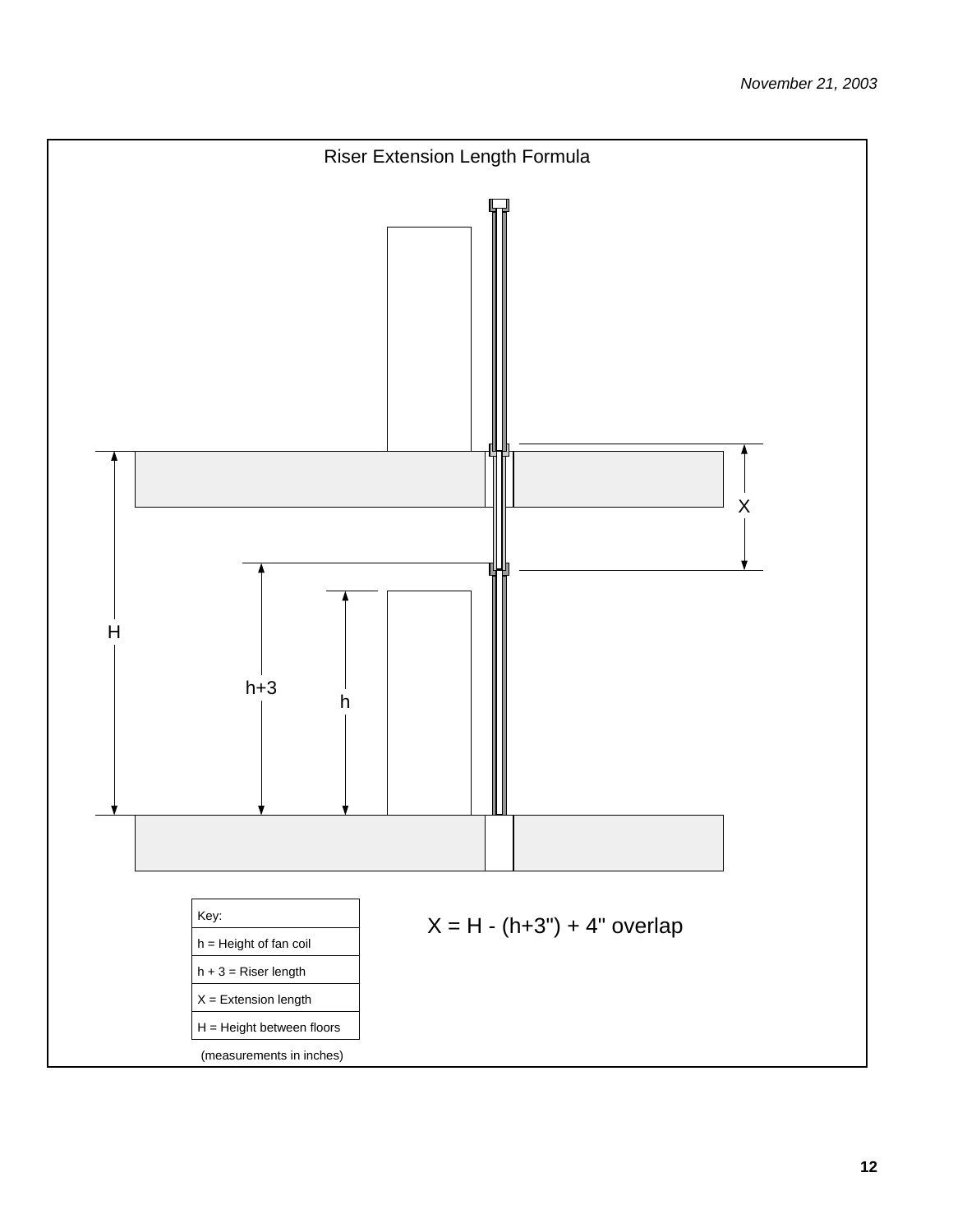*November 21, 2003*

Riser Extension Length Formula

X

H

h+3

h

| Key: |
| --- |
| h = Height of fan coil |
| h + 3 = Riser length |
| X = Extension length |
| H = Height between floors |

(measurements in inches)

$$X = H - (h+3") + 4" \text{ overlap}$$